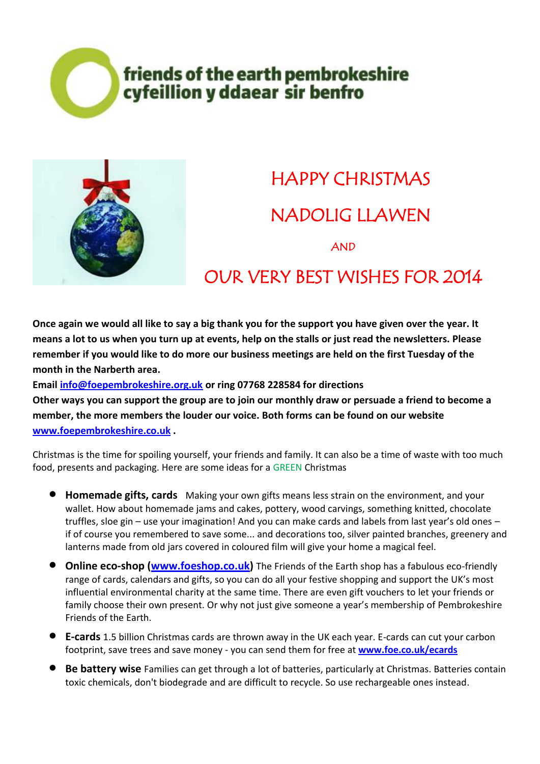**friends of the earth pembrokeshire**
**cyfeillion y ddaear sir benfro**

# HAPPY CHRISTMAS

# NADOLIG LLAWEN

AND

# OUR VERY BEST WISHES FOR 2014

**Once again we would all like to say a big thank you for the support you have given over the year. It means a lot to us when you turn up at events, help on the stalls or just read the newsletters. Please remember if you would like to do more our business meetings are held on the first Tuesday of the month in the Narberth area.**
**Email info@foepembrokeshire.org.uk or ring 07768 228584 for directions**
**Other ways you can support the group are to join our monthly draw or persuade a friend to become a member, the more members the louder our voice. Both forms can be found on our website www.foepembrokeshire.co.uk .**

Christmas is the time for spoiling yourself, your friends and family. It can also be a time of waste with too much food, presents and packaging. Here are some ideas for a GREEN Christmas

- **Homemade gifts, cards** Making your own gifts means less strain on the environment, and your wallet. How about homemade jams and cakes, pottery, wood carvings, something knitted, chocolate truffles, sloe gin – use your imagination! And you can make cards and labels from last year's old ones – if of course you remembered to save some... and decorations too, silver painted branches, greenery and lanterns made from old jars covered in coloured film will give your home a magical feel.
- **Online eco-shop (www.foeshop.co.uk)** The Friends of the Earth shop has a fabulous eco-friendly range of cards, calendars and gifts, so you can do all your festive shopping and support the UK's most influential environmental charity at the same time. There are even gift vouchers to let your friends or family choose their own present. Or why not just give someone a year's membership of Pembrokeshire Friends of the Earth.
- **E-cards** 1.5 billion Christmas cards are thrown away in the UK each year. E-cards can cut your carbon footprint, save trees and save money - you can send them for free at **www.foe.co.uk/ecards**
- **Be battery wise** Families can get through a lot of batteries, particularly at Christmas. Batteries contain toxic chemicals, don't biodegrade and are difficult to recycle. So use rechargeable ones instead.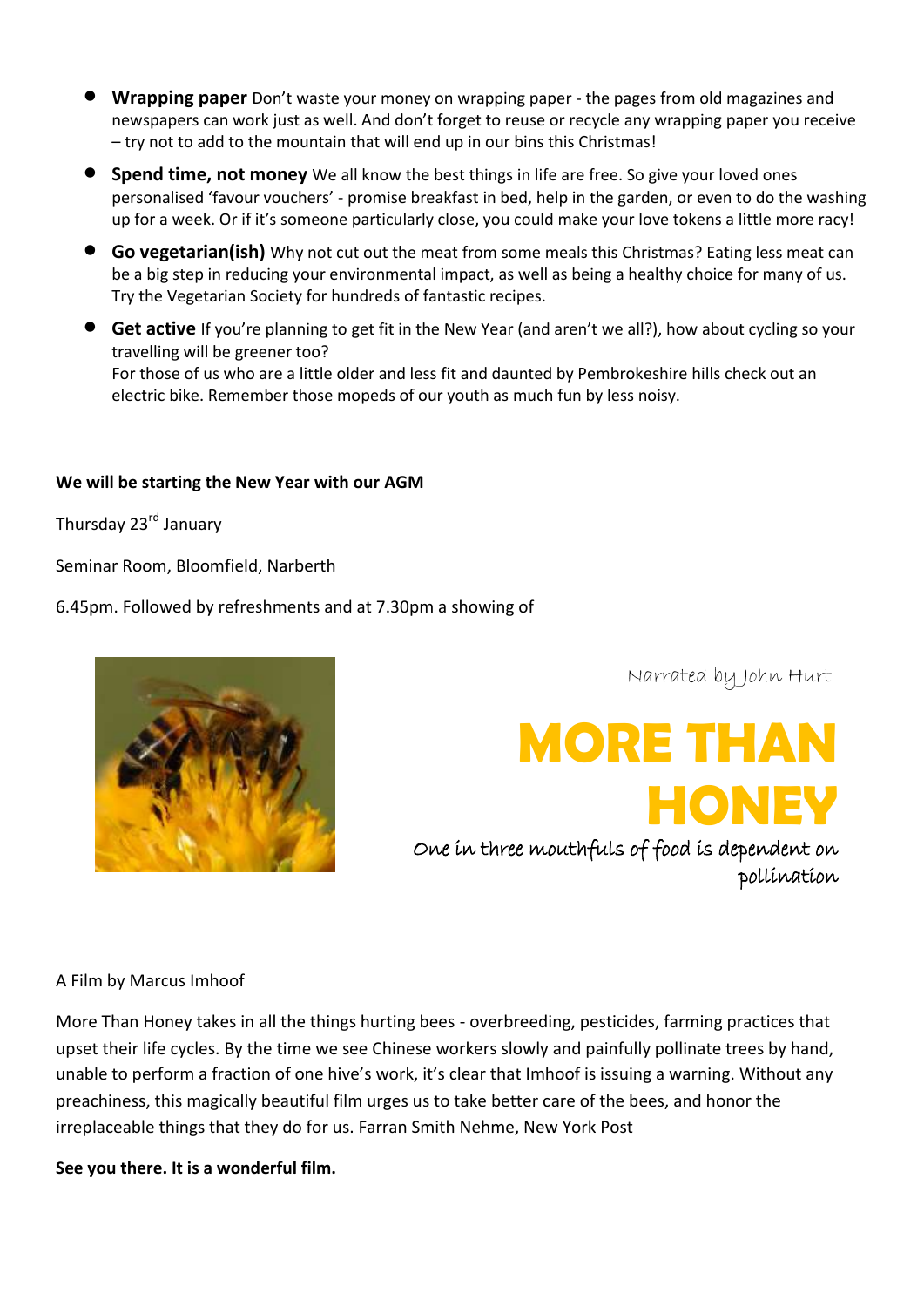- **Wrapping paper** Don't waste your money on wrapping paper - the pages from old magazines and newspapers can work just as well. And don't forget to reuse or recycle any wrapping paper you receive – try not to add to the mountain that will end up in our bins this Christmas!
- **Spend time, not money** We all know the best things in life are free. So give your loved ones personalised 'favour vouchers' - promise breakfast in bed, help in the garden, or even to do the washing up for a week. Or if it's someone particularly close, you could make your love tokens a little more racy!
- **Go vegetarian(ish)** Why not cut out the meat from some meals this Christmas? Eating less meat can be a big step in reducing your environmental impact, as well as being a healthy choice for many of us. Try the Vegetarian Society for hundreds of fantastic recipes.
- **Get active** If you're planning to get fit in the New Year (and aren't we all?), how about cycling so your travelling will be greener too?
  For those of us who are a little older and less fit and daunted by Pembrokeshire hills check out an electric bike. Remember those mopeds of our youth as much fun by less noisy.

**We will be starting the New Year with our AGM**

Thursday 23rd January

Seminar Room, Bloomfield, Narberth

6.45pm. Followed by refreshments and at 7.30pm a showing of

Narrated by John Hurt

# MORE THAN HONEY

One in three mouthfuls of food is dependent on pollination

A Film by Marcus Imhoof

More Than Honey takes in all the things hurting bees - overbreeding, pesticides, farming practices that upset their life cycles. By the time we see Chinese workers slowly and painfully pollinate trees by hand, unable to perform a fraction of one hive's work, it's clear that Imhoof is issuing a warning. Without any preachiness, this magically beautiful film urges us to take better care of the bees, and honor the irreplaceable things that they do for us. Farran Smith Nehme, New York Post

**See you there. It is a wonderful film.**